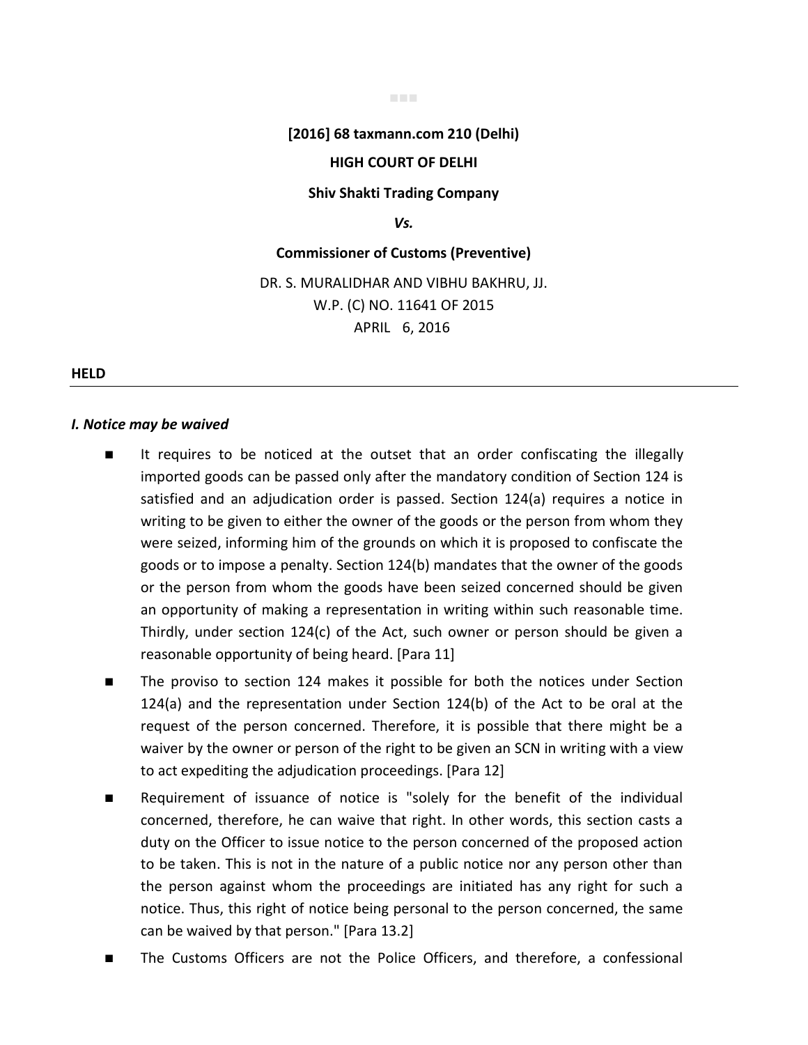**[2016] 68 taxmann.com 210 (Delhi)**

**HIGH COURT OF DELHI**

**Shiv Shakti Trading Company**

***Vs.***

**Commissioner of Customs (Preventive)**

DR. S. MURALIDHAR AND VIBHU BAKHRU, JJ.
W.P. (C) NO. 11641 OF 2015
APRIL 6, 2016

**HELD**

---

***I. Notice may be waived***

- It requires to be noticed at the outset that an order confiscating the illegally imported goods can be passed only after the mandatory condition of Section 124 is satisfied and an adjudication order is passed. Section 124(a) requires a notice in writing to be given to either the owner of the goods or the person from whom they were seized, informing him of the grounds on which it is proposed to confiscate the goods or to impose a penalty. Section 124(b) mandates that the owner of the goods or the person from whom the goods have been seized concerned should be given an opportunity of making a representation in writing within such reasonable time. Thirdly, under section 124(c) of the Act, such owner or person should be given a reasonable opportunity of being heard. [Para 11]
- The proviso to section 124 makes it possible for both the notices under Section 124(a) and the representation under Section 124(b) of the Act to be oral at the request of the person concerned. Therefore, it is possible that there might be a waiver by the owner or person of the right to be given an SCN in writing with a view to act expediting the adjudication proceedings. [Para 12]
- Requirement of issuance of notice is "solely for the benefit of the individual concerned, therefore, he can waive that right. In other words, this section casts a duty on the Officer to issue notice to the person concerned of the proposed action to be taken. This is not in the nature of a public notice nor any person other than the person against whom the proceedings are initiated has any right for such a notice. Thus, this right of notice being personal to the person concerned, the same can be waived by that person." [Para 13.2]
- The Customs Officers are not the Police Officers, and therefore, a confessional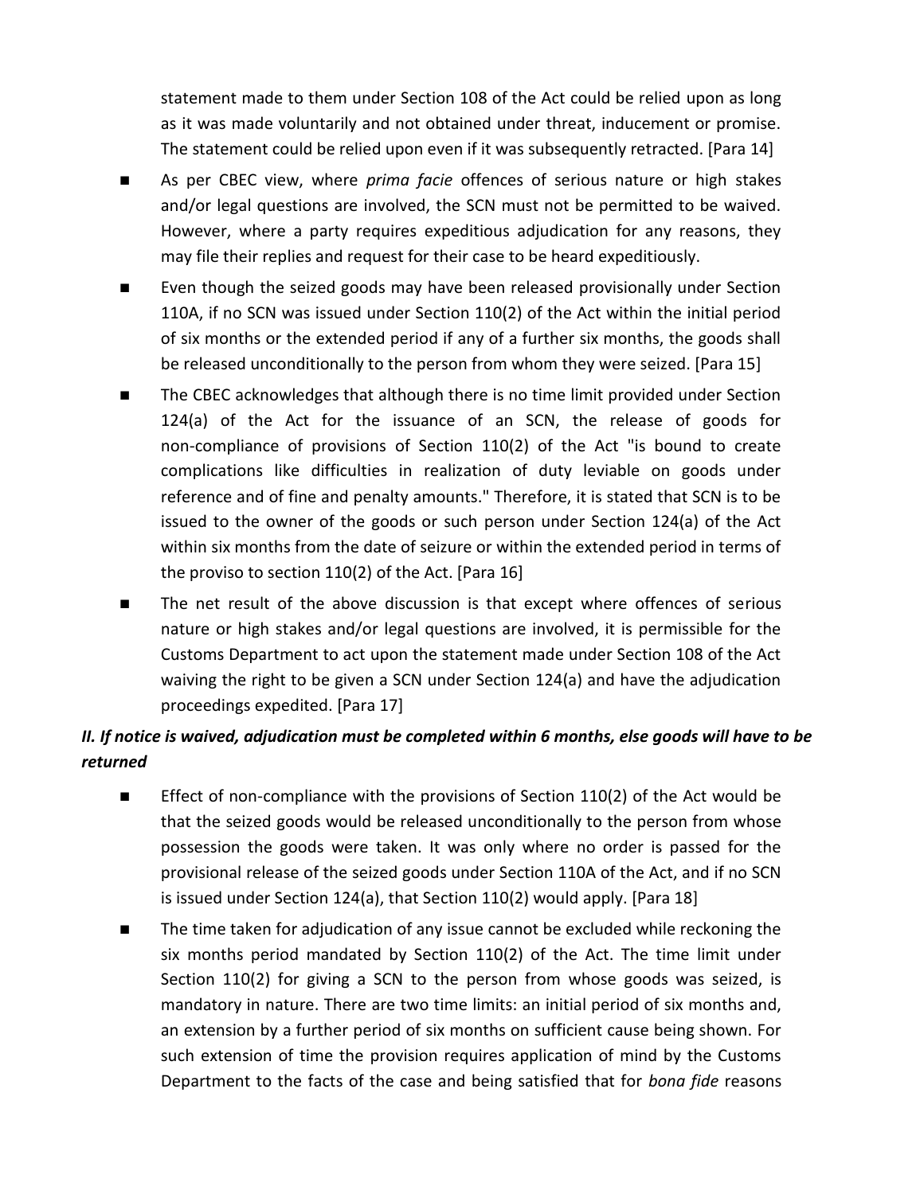statement made to them under Section 108 of the Act could be relied upon as long as it was made voluntarily and not obtained under threat, inducement or promise. The statement could be relied upon even if it was subsequently retracted. [Para 14]

- As per CBEC view, where *prima facie* offences of serious nature or high stakes and/or legal questions are involved, the SCN must not be permitted to be waived. However, where a party requires expeditious adjudication for any reasons, they may file their replies and request for their case to be heard expeditiously.
- Even though the seized goods may have been released provisionally under Section 110A, if no SCN was issued under Section 110(2) of the Act within the initial period of six months or the extended period if any of a further six months, the goods shall be released unconditionally to the person from whom they were seized. [Para 15]
- The CBEC acknowledges that although there is no time limit provided under Section 124(a) of the Act for the issuance of an SCN, the release of goods for non-compliance of provisions of Section 110(2) of the Act "is bound to create complications like difficulties in realization of duty leviable on goods under reference and of fine and penalty amounts." Therefore, it is stated that SCN is to be issued to the owner of the goods or such person under Section 124(a) of the Act within six months from the date of seizure or within the extended period in terms of the proviso to section 110(2) of the Act. [Para 16]
- The net result of the above discussion is that except where offences of serious nature or high stakes and/or legal questions are involved, it is permissible for the Customs Department to act upon the statement made under Section 108 of the Act waiving the right to be given a SCN under Section 124(a) and have the adjudication proceedings expedited. [Para 17]

### *II. If notice is waived, adjudication must be completed within 6 months, else goods will have to be returned*

- Effect of non-compliance with the provisions of Section 110(2) of the Act would be that the seized goods would be released unconditionally to the person from whose possession the goods were taken. It was only where no order is passed for the provisional release of the seized goods under Section 110A of the Act, and if no SCN is issued under Section 124(a), that Section 110(2) would apply. [Para 18]
- The time taken for adjudication of any issue cannot be excluded while reckoning the six months period mandated by Section 110(2) of the Act. The time limit under Section 110(2) for giving a SCN to the person from whose goods was seized, is mandatory in nature. There are two time limits: an initial period of six months and, an extension by a further period of six months on sufficient cause being shown. For such extension of time the provision requires application of mind by the Customs Department to the facts of the case and being satisfied that for *bona fide* reasons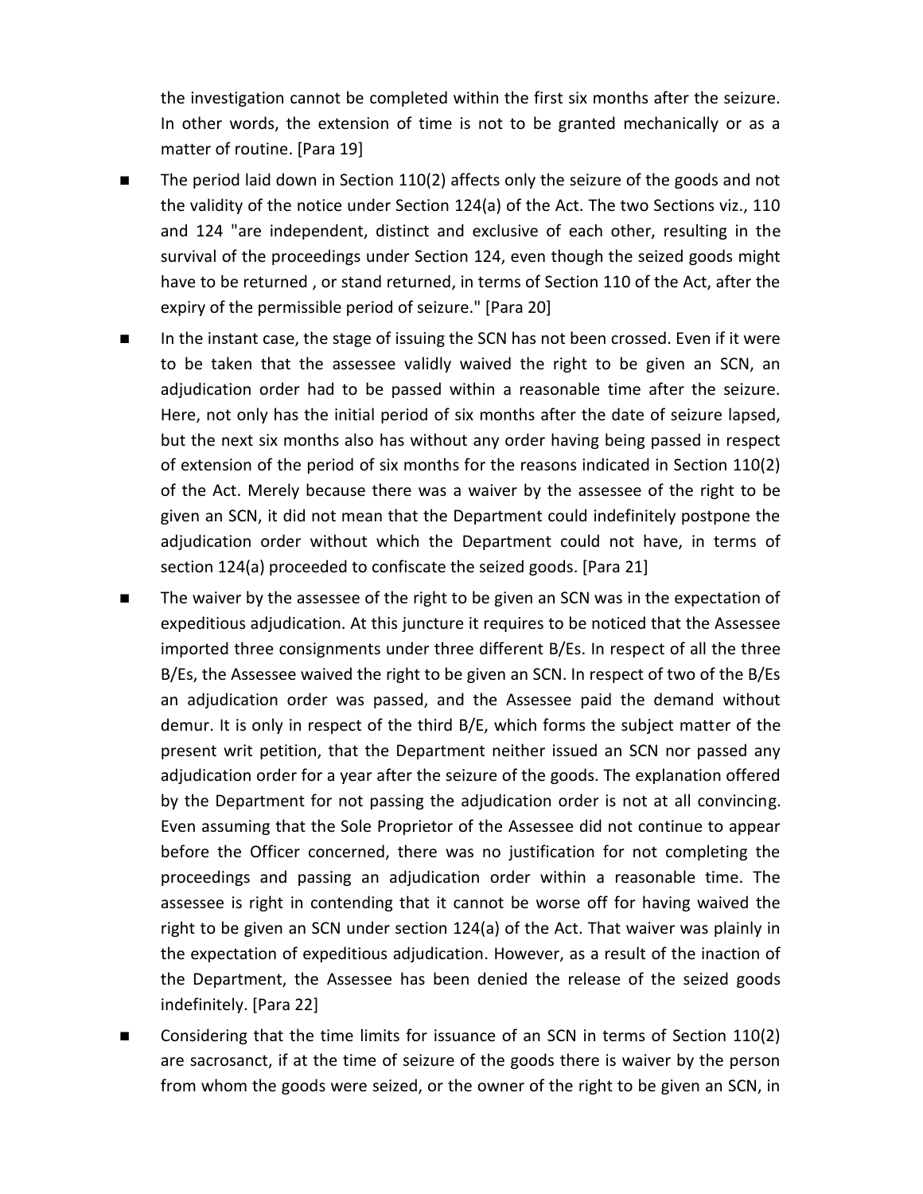the investigation cannot be completed within the first six months after the seizure. In other words, the extension of time is not to be granted mechanically or as a matter of routine. [Para 19]

- The period laid down in Section 110(2) affects only the seizure of the goods and not the validity of the notice under Section 124(a) of the Act. The two Sections viz., 110 and 124 "are independent, distinct and exclusive of each other, resulting in the survival of the proceedings under Section 124, even though the seized goods might have to be returned , or stand returned, in terms of Section 110 of the Act, after the expiry of the permissible period of seizure." [Para 20]

- In the instant case, the stage of issuing the SCN has not been crossed. Even if it were to be taken that the assessee validly waived the right to be given an SCN, an adjudication order had to be passed within a reasonable time after the seizure. Here, not only has the initial period of six months after the date of seizure lapsed, but the next six months also has without any order having being passed in respect of extension of the period of six months for the reasons indicated in Section 110(2) of the Act. Merely because there was a waiver by the assessee of the right to be given an SCN, it did not mean that the Department could indefinitely postpone the adjudication order without which the Department could not have, in terms of section 124(a) proceeded to confiscate the seized goods. [Para 21]

- The waiver by the assessee of the right to be given an SCN was in the expectation of expeditious adjudication. At this juncture it requires to be noticed that the Assessee imported three consignments under three different B/Es. In respect of all the three B/Es, the Assessee waived the right to be given an SCN. In respect of two of the B/Es an adjudication order was passed, and the Assessee paid the demand without demur. It is only in respect of the third B/E, which forms the subject matter of the present writ petition, that the Department neither issued an SCN nor passed any adjudication order for a year after the seizure of the goods. The explanation offered by the Department for not passing the adjudication order is not at all convincing. Even assuming that the Sole Proprietor of the Assessee did not continue to appear before the Officer concerned, there was no justification for not completing the proceedings and passing an adjudication order within a reasonable time. The assessee is right in contending that it cannot be worse off for having waived the right to be given an SCN under section 124(a) of the Act. That waiver was plainly in the expectation of expeditious adjudication. However, as a result of the inaction of the Department, the Assessee has been denied the release of the seized goods indefinitely. [Para 22]

- Considering that the time limits for issuance of an SCN in terms of Section 110(2) are sacrosanct, if at the time of seizure of the goods there is waiver by the person from whom the goods were seized, or the owner of the right to be given an SCN, in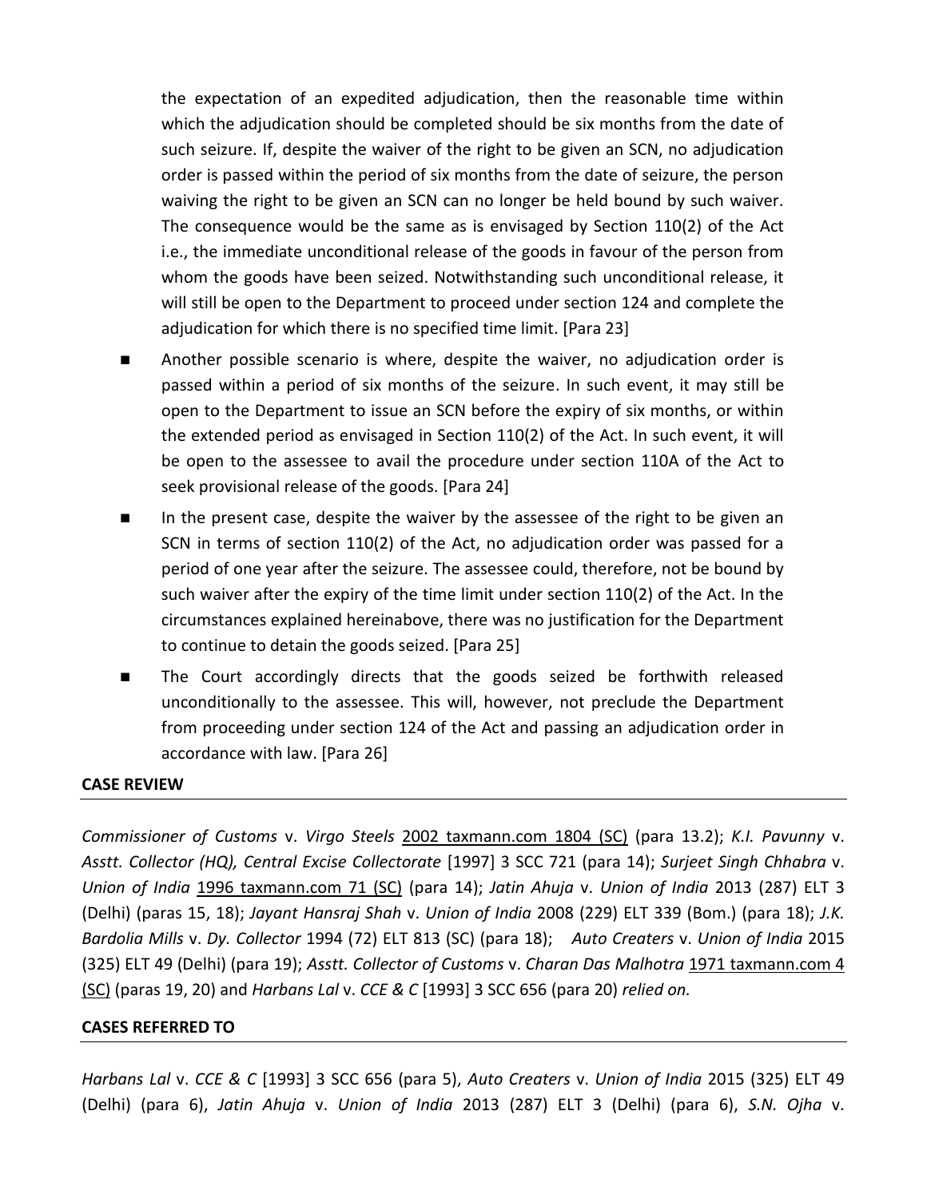the expectation of an expedited adjudication, then the reasonable time within which the adjudication should be completed should be six months from the date of such seizure. If, despite the waiver of the right to be given an SCN, no adjudication order is passed within the period of six months from the date of seizure, the person waiving the right to be given an SCN can no longer be held bound by such waiver. The consequence would be the same as is envisaged by Section 110(2) of the Act i.e., the immediate unconditional release of the goods in favour of the person from whom the goods have been seized. Notwithstanding such unconditional release, it will still be open to the Department to proceed under section 124 and complete the adjudication for which there is no specified time limit. [Para 23]

- Another possible scenario is where, despite the waiver, no adjudication order is passed within a period of six months of the seizure. In such event, it may still be open to the Department to issue an SCN before the expiry of six months, or within the extended period as envisaged in Section 110(2) of the Act. In such event, it will be open to the assessee to avail the procedure under section 110A of the Act to seek provisional release of the goods. [Para 24]
- In the present case, despite the waiver by the assessee of the right to be given an SCN in terms of section 110(2) of the Act, no adjudication order was passed for a period of one year after the seizure. The assessee could, therefore, not be bound by such waiver after the expiry of the time limit under section 110(2) of the Act. In the circumstances explained hereinabove, there was no justification for the Department to continue to detain the goods seized. [Para 25]
- The Court accordingly directs that the goods seized be forthwith released unconditionally to the assessee. This will, however, not preclude the Department from proceeding under section 124 of the Act and passing an adjudication order in accordance with law. [Para 26]

**CASE REVIEW**

*Commissioner of Customs* v. *Virgo Steels* 2002 taxmann.com 1804 (SC) (para 13.2); *K.I. Pavunny* v. *Asstt. Collector (HQ), Central Excise Collectorate* [1997] 3 SCC 721 (para 14); *Surjeet Singh Chhabra* v. *Union of India* 1996 taxmann.com 71 (SC) (para 14); *Jatin Ahuja* v. *Union of India* 2013 (287) ELT 3 (Delhi) (paras 15, 18); *Jayant Hansraj Shah* v. *Union of India* 2008 (229) ELT 339 (Bom.) (para 18); *J.K. Bardolia Mills* v. *Dy. Collector* 1994 (72) ELT 813 (SC) (para 18); *Auto Creaters* v. *Union of India* 2015 (325) ELT 49 (Delhi) (para 19); *Asstt. Collector of Customs* v. *Charan Das Malhotra* 1971 taxmann.com 4 (SC) (paras 19, 20) and *Harbans Lal* v. *CCE & C* [1993] 3 SCC 656 (para 20) *relied on.*

**CASES REFERRED TO**

*Harbans Lal* v. *CCE & C* [1993] 3 SCC 656 (para 5), *Auto Creaters* v. *Union of India* 2015 (325) ELT 49 (Delhi) (para 6), *Jatin Ahuja* v. *Union of India* 2013 (287) ELT 3 (Delhi) (para 6), *S.N. Ojha* v.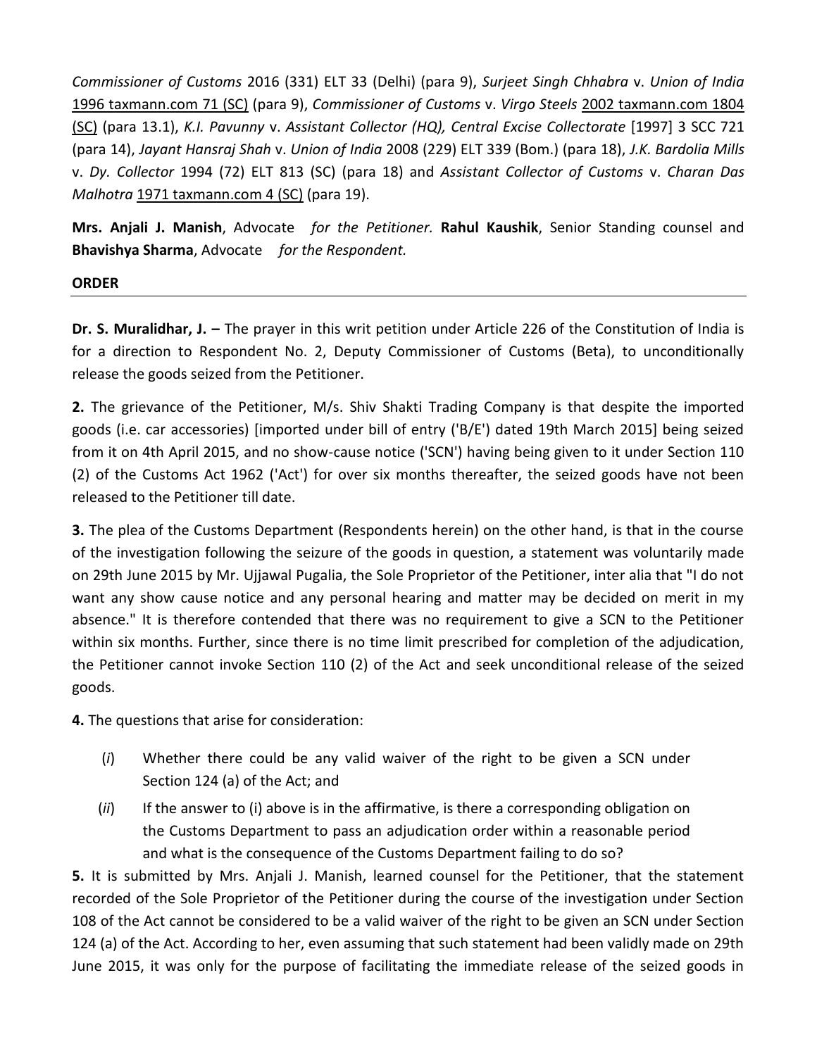*Commissioner of Customs* 2016 (331) ELT 33 (Delhi) (para 9), *Surjeet Singh Chhabra* v. *Union of India* 1996 taxmann.com 71 (SC) (para 9), *Commissioner of Customs* v. *Virgo Steels* 2002 taxmann.com 1804 (SC) (para 13.1), *K.I. Pavunny* v. *Assistant Collector (HQ), Central Excise Collectorate* [1997] 3 SCC 721 (para 14), *Jayant Hansraj Shah* v. *Union of India* 2008 (229) ELT 339 (Bom.) (para 18), *J.K. Bardolia Mills* v. *Dy. Collector* 1994 (72) ELT 813 (SC) (para 18) and *Assistant Collector of Customs* v. *Charan Das Malhotra* 1971 taxmann.com 4 (SC) (para 19).

**Mrs. Anjali J. Manish**, Advocate *for the Petitioner.* **Rahul Kaushik**, Senior Standing counsel and **Bhavishya Sharma**, Advocate *for the Respondent.*

**ORDER**

**Dr. S. Muralidhar, J. –** The prayer in this writ petition under Article 226 of the Constitution of India is for a direction to Respondent No. 2, Deputy Commissioner of Customs (Beta), to unconditionally release the goods seized from the Petitioner.

**2.** The grievance of the Petitioner, M/s. Shiv Shakti Trading Company is that despite the imported goods (i.e. car accessories) [imported under bill of entry ('B/E') dated 19th March 2015] being seized from it on 4th April 2015, and no show-cause notice ('SCN') having being given to it under Section 110 (2) of the Customs Act 1962 ('Act') for over six months thereafter, the seized goods have not been released to the Petitioner till date.

**3.** The plea of the Customs Department (Respondents herein) on the other hand, is that in the course of the investigation following the seizure of the goods in question, a statement was voluntarily made on 29th June 2015 by Mr. Ujjawal Pugalia, the Sole Proprietor of the Petitioner, inter alia that "I do not want any show cause notice and any personal hearing and matter may be decided on merit in my absence." It is therefore contended that there was no requirement to give a SCN to the Petitioner within six months. Further, since there is no time limit prescribed for completion of the adjudication, the Petitioner cannot invoke Section 110 (2) of the Act and seek unconditional release of the seized goods.

**4.** The questions that arise for consideration:

(*i*) Whether there could be any valid waiver of the right to be given a SCN under Section 124 (a) of the Act; and

(*ii*) If the answer to (i) above is in the affirmative, is there a corresponding obligation on the Customs Department to pass an adjudication order within a reasonable period and what is the consequence of the Customs Department failing to do so?

**5.** It is submitted by Mrs. Anjali J. Manish, learned counsel for the Petitioner, that the statement recorded of the Sole Proprietor of the Petitioner during the course of the investigation under Section 108 of the Act cannot be considered to be a valid waiver of the right to be given an SCN under Section 124 (a) of the Act. According to her, even assuming that such statement had been validly made on 29th June 2015, it was only for the purpose of facilitating the immediate release of the seized goods in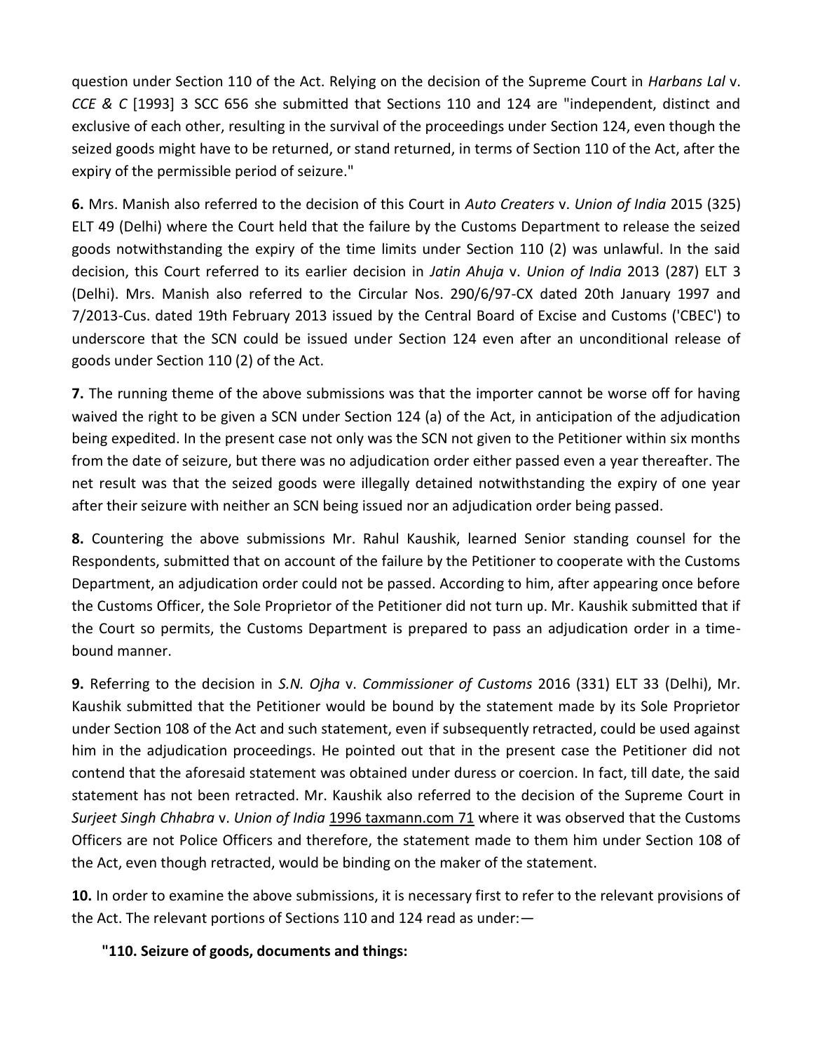question under Section 110 of the Act. Relying on the decision of the Supreme Court in *Harbans Lal* v. *CCE & C* [1993] 3 SCC 656 she submitted that Sections 110 and 124 are "independent, distinct and exclusive of each other, resulting in the survival of the proceedings under Section 124, even though the seized goods might have to be returned, or stand returned, in terms of Section 110 of the Act, after the expiry of the permissible period of seizure."

**6.** Mrs. Manish also referred to the decision of this Court in *Auto Creaters* v. *Union of India* 2015 (325) ELT 49 (Delhi) where the Court held that the failure by the Customs Department to release the seized goods notwithstanding the expiry of the time limits under Section 110 (2) was unlawful. In the said decision, this Court referred to its earlier decision in *Jatin Ahuja* v. *Union of India* 2013 (287) ELT 3 (Delhi). Mrs. Manish also referred to the Circular Nos. 290/6/97-CX dated 20th January 1997 and 7/2013-Cus. dated 19th February 2013 issued by the Central Board of Excise and Customs ('CBEC') to underscore that the SCN could be issued under Section 124 even after an unconditional release of goods under Section 110 (2) of the Act.

**7.** The running theme of the above submissions was that the importer cannot be worse off for having waived the right to be given a SCN under Section 124 (a) of the Act, in anticipation of the adjudication being expedited. In the present case not only was the SCN not given to the Petitioner within six months from the date of seizure, but there was no adjudication order either passed even a year thereafter. The net result was that the seized goods were illegally detained notwithstanding the expiry of one year after their seizure with neither an SCN being issued nor an adjudication order being passed.

**8.** Countering the above submissions Mr. Rahul Kaushik, learned Senior standing counsel for the Respondents, submitted that on account of the failure by the Petitioner to cooperate with the Customs Department, an adjudication order could not be passed. According to him, after appearing once before the Customs Officer, the Sole Proprietor of the Petitioner did not turn up. Mr. Kaushik submitted that if the Court so permits, the Customs Department is prepared to pass an adjudication order in a time-bound manner.

**9.** Referring to the decision in *S.N. Ojha* v. *Commissioner of Customs* 2016 (331) ELT 33 (Delhi), Mr. Kaushik submitted that the Petitioner would be bound by the statement made by its Sole Proprietor under Section 108 of the Act and such statement, even if subsequently retracted, could be used against him in the adjudication proceedings. He pointed out that in the present case the Petitioner did not contend that the aforesaid statement was obtained under duress or coercion. In fact, till date, the said statement has not been retracted. Mr. Kaushik also referred to the decision of the Supreme Court in *Surjeet Singh Chhabra* v. *Union of India* 1996 taxmann.com 71 where it was observed that the Customs Officers are not Police Officers and therefore, the statement made to them him under Section 108 of the Act, even though retracted, would be binding on the maker of the statement.

**10.** In order to examine the above submissions, it is necessary first to refer to the relevant provisions of the Act. The relevant portions of Sections 110 and 124 read as under:—

**"110. Seizure of goods, documents and things:**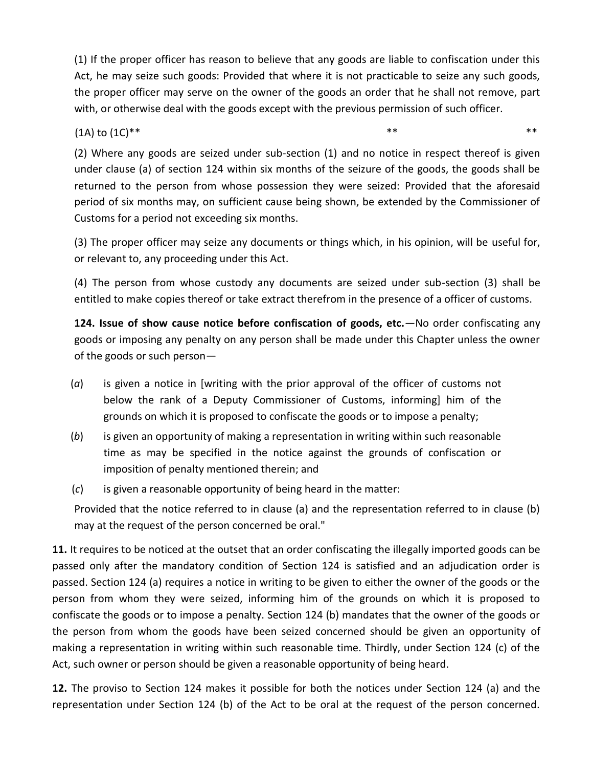(1) If the proper officer has reason to believe that any goods are liable to confiscation under this Act, he may seize such goods: Provided that where it is not practicable to seize any such goods, the proper officer may serve on the owner of the goods an order that he shall not remove, part with, or otherwise deal with the goods except with the previous permission of such officer.

(1A) to (1C)** ** **

(2) Where any goods are seized under sub-section (1) and no notice in respect thereof is given under clause (a) of section 124 within six months of the seizure of the goods, the goods shall be returned to the person from whose possession they were seized: Provided that the aforesaid period of six months may, on sufficient cause being shown, be extended by the Commissioner of Customs for a period not exceeding six months.

(3) The proper officer may seize any documents or things which, in his opinion, will be useful for, or relevant to, any proceeding under this Act.

(4) The person from whose custody any documents are seized under sub-section (3) shall be entitled to make copies thereof or take extract therefrom in the presence of a officer of customs.

**124. Issue of show cause notice before confiscation of goods, etc.**—No order confiscating any goods or imposing any penalty on any person shall be made under this Chapter unless the owner of the goods or such person—

(*a*) is given a notice in [writing with the prior approval of the officer of customs not below the rank of a Deputy Commissioner of Customs, informing] him of the grounds on which it is proposed to confiscate the goods or to impose a penalty;

(*b*) is given an opportunity of making a representation in writing within such reasonable time as may be specified in the notice against the grounds of confiscation or imposition of penalty mentioned therein; and

(*c*) is given a reasonable opportunity of being heard in the matter:

Provided that the notice referred to in clause (a) and the representation referred to in clause (b) may at the request of the person concerned be oral."

**11.** It requires to be noticed at the outset that an order confiscating the illegally imported goods can be passed only after the mandatory condition of Section 124 is satisfied and an adjudication order is passed. Section 124 (a) requires a notice in writing to be given to either the owner of the goods or the person from whom they were seized, informing him of the grounds on which it is proposed to confiscate the goods or to impose a penalty. Section 124 (b) mandates that the owner of the goods or the person from whom the goods have been seized concerned should be given an opportunity of making a representation in writing within such reasonable time. Thirdly, under Section 124 (c) of the Act, such owner or person should be given a reasonable opportunity of being heard.

**12.** The proviso to Section 124 makes it possible for both the notices under Section 124 (a) and the representation under Section 124 (b) of the Act to be oral at the request of the person concerned.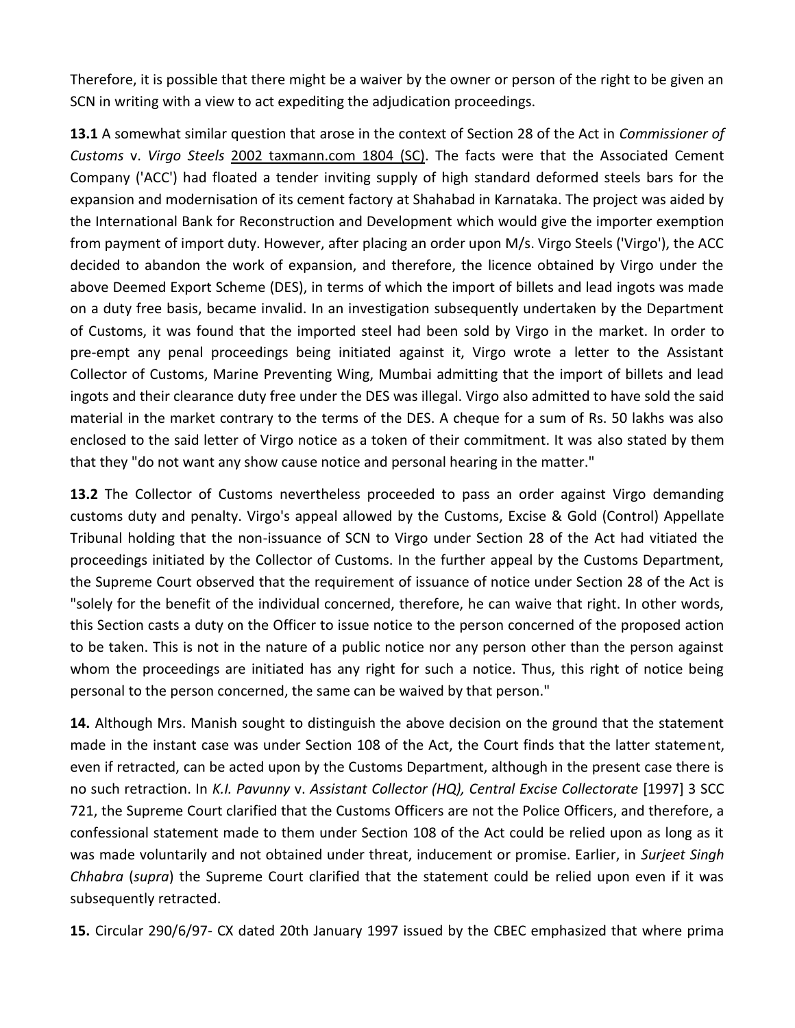Therefore, it is possible that there might be a waiver by the owner or person of the right to be given an SCN in writing with a view to act expediting the adjudication proceedings.

**13.1** A somewhat similar question that arose in the context of Section 28 of the Act in *Commissioner of Customs* v. *Virgo Steels* 2002 taxmann.com 1804 (SC). The facts were that the Associated Cement Company ('ACC') had floated a tender inviting supply of high standard deformed steels bars for the expansion and modernisation of its cement factory at Shahabad in Karnataka. The project was aided by the International Bank for Reconstruction and Development which would give the importer exemption from payment of import duty. However, after placing an order upon M/s. Virgo Steels ('Virgo'), the ACC decided to abandon the work of expansion, and therefore, the licence obtained by Virgo under the above Deemed Export Scheme (DES), in terms of which the import of billets and lead ingots was made on a duty free basis, became invalid. In an investigation subsequently undertaken by the Department of Customs, it was found that the imported steel had been sold by Virgo in the market. In order to pre-empt any penal proceedings being initiated against it, Virgo wrote a letter to the Assistant Collector of Customs, Marine Preventing Wing, Mumbai admitting that the import of billets and lead ingots and their clearance duty free under the DES was illegal. Virgo also admitted to have sold the said material in the market contrary to the terms of the DES. A cheque for a sum of Rs. 50 lakhs was also enclosed to the said letter of Virgo notice as a token of their commitment. It was also stated by them that they "do not want any show cause notice and personal hearing in the matter."

**13.2** The Collector of Customs nevertheless proceeded to pass an order against Virgo demanding customs duty and penalty. Virgo's appeal allowed by the Customs, Excise & Gold (Control) Appellate Tribunal holding that the non-issuance of SCN to Virgo under Section 28 of the Act had vitiated the proceedings initiated by the Collector of Customs. In the further appeal by the Customs Department, the Supreme Court observed that the requirement of issuance of notice under Section 28 of the Act is "solely for the benefit of the individual concerned, therefore, he can waive that right. In other words, this Section casts a duty on the Officer to issue notice to the person concerned of the proposed action to be taken. This is not in the nature of a public notice nor any person other than the person against whom the proceedings are initiated has any right for such a notice. Thus, this right of notice being personal to the person concerned, the same can be waived by that person."

**14.** Although Mrs. Manish sought to distinguish the above decision on the ground that the statement made in the instant case was under Section 108 of the Act, the Court finds that the latter statement, even if retracted, can be acted upon by the Customs Department, although in the present case there is no such retraction. In *K.I. Pavunny* v. *Assistant Collector (HQ), Central Excise Collectorate* [1997] 3 SCC 721, the Supreme Court clarified that the Customs Officers are not the Police Officers, and therefore, a confessional statement made to them under Section 108 of the Act could be relied upon as long as it was made voluntarily and not obtained under threat, inducement or promise. Earlier, in *Surjeet Singh Chhabra* (*supra*) the Supreme Court clarified that the statement could be relied upon even if it was subsequently retracted.

**15.** Circular 290/6/97- CX dated 20th January 1997 issued by the CBEC emphasized that where prima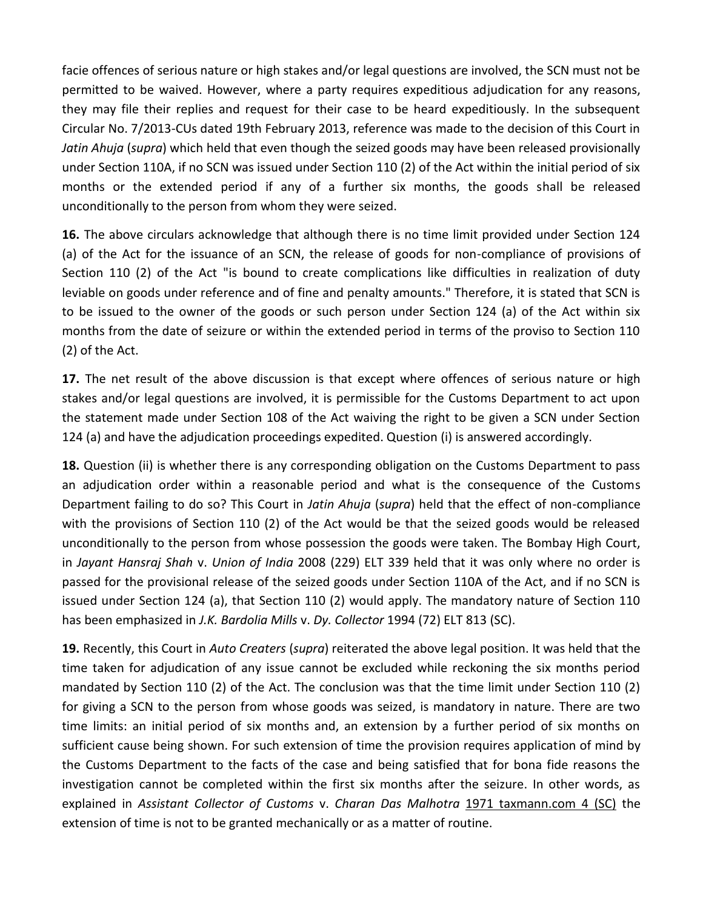facie offences of serious nature or high stakes and/or legal questions are involved, the SCN must not be permitted to be waived. However, where a party requires expeditious adjudication for any reasons, they may file their replies and request for their case to be heard expeditiously. In the subsequent Circular No. 7/2013-CUs dated 19th February 2013, reference was made to the decision of this Court in *Jatin Ahuja* (*supra*) which held that even though the seized goods may have been released provisionally under Section 110A, if no SCN was issued under Section 110 (2) of the Act within the initial period of six months or the extended period if any of a further six months, the goods shall be released unconditionally to the person from whom they were seized.

**16.** The above circulars acknowledge that although there is no time limit provided under Section 124 (a) of the Act for the issuance of an SCN, the release of goods for non-compliance of provisions of Section 110 (2) of the Act "is bound to create complications like difficulties in realization of duty leviable on goods under reference and of fine and penalty amounts." Therefore, it is stated that SCN is to be issued to the owner of the goods or such person under Section 124 (a) of the Act within six months from the date of seizure or within the extended period in terms of the proviso to Section 110 (2) of the Act.

**17.** The net result of the above discussion is that except where offences of serious nature or high stakes and/or legal questions are involved, it is permissible for the Customs Department to act upon the statement made under Section 108 of the Act waiving the right to be given a SCN under Section 124 (a) and have the adjudication proceedings expedited. Question (i) is answered accordingly.

**18.** Question (ii) is whether there is any corresponding obligation on the Customs Department to pass an adjudication order within a reasonable period and what is the consequence of the Customs Department failing to do so? This Court in *Jatin Ahuja* (*supra*) held that the effect of non-compliance with the provisions of Section 110 (2) of the Act would be that the seized goods would be released unconditionally to the person from whose possession the goods were taken. The Bombay High Court, in *Jayant Hansraj Shah* v. *Union of India* 2008 (229) ELT 339 held that it was only where no order is passed for the provisional release of the seized goods under Section 110A of the Act, and if no SCN is issued under Section 124 (a), that Section 110 (2) would apply. The mandatory nature of Section 110 has been emphasized in *J.K. Bardolia Mills* v. *Dy. Collector* 1994 (72) ELT 813 (SC).

**19.** Recently, this Court in *Auto Creaters* (*supra*) reiterated the above legal position. It was held that the time taken for adjudication of any issue cannot be excluded while reckoning the six months period mandated by Section 110 (2) of the Act. The conclusion was that the time limit under Section 110 (2) for giving a SCN to the person from whose goods was seized, is mandatory in nature. There are two time limits: an initial period of six months and, an extension by a further period of six months on sufficient cause being shown. For such extension of time the provision requires application of mind by the Customs Department to the facts of the case and being satisfied that for bona fide reasons the investigation cannot be completed within the first six months after the seizure. In other words, as explained in *Assistant Collector of Customs* v. *Charan Das Malhotra* 1971 taxmann.com 4 (SC) the extension of time is not to be granted mechanically or as a matter of routine.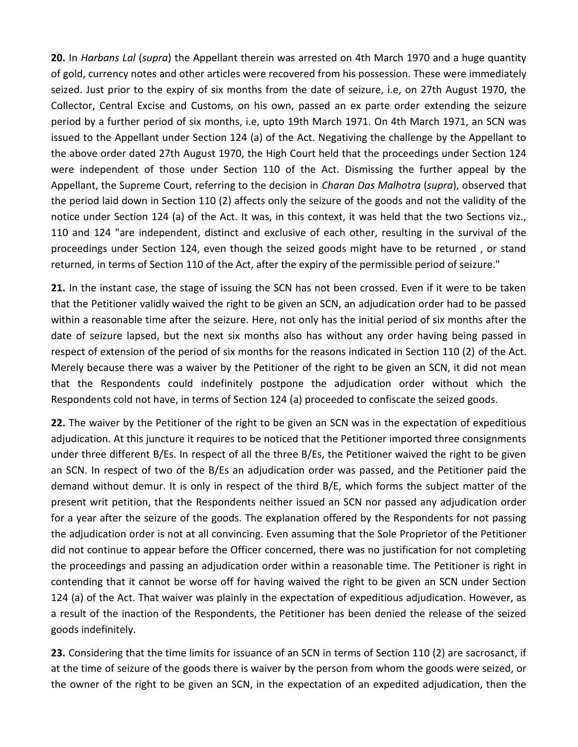**20.** In *Harbans Lal* (*supra*) the Appellant therein was arrested on 4th March 1970 and a huge quantity of gold, currency notes and other articles were recovered from his possession. These were immediately seized. Just prior to the expiry of six months from the date of seizure, i.e, on 27th August 1970, the Collector, Central Excise and Customs, on his own, passed an ex parte order extending the seizure period by a further period of six months, i.e, upto 19th March 1971. On 4th March 1971, an SCN was issued to the Appellant under Section 124 (a) of the Act. Negativing the challenge by the Appellant to the above order dated 27th August 1970, the High Court held that the proceedings under Section 124 were independent of those under Section 110 of the Act. Dismissing the further appeal by the Appellant, the Supreme Court, referring to the decision in *Charan Das Malhotra* (*supra*), observed that the period laid down in Section 110 (2) affects only the seizure of the goods and not the validity of the notice under Section 124 (a) of the Act. It was, in this context, it was held that the two Sections viz., 110 and 124 "are independent, distinct and exclusive of each other, resulting in the survival of the proceedings under Section 124, even though the seized goods might have to be returned , or stand returned, in terms of Section 110 of the Act, after the expiry of the permissible period of seizure."

**21.** In the instant case, the stage of issuing the SCN has not been crossed. Even if it were to be taken that the Petitioner validly waived the right to be given an SCN, an adjudication order had to be passed within a reasonable time after the seizure. Here, not only has the initial period of six months after the date of seizure lapsed, but the next six months also has without any order having being passed in respect of extension of the period of six months for the reasons indicated in Section 110 (2) of the Act. Merely because there was a waiver by the Petitioner of the right to be given an SCN, it did not mean that the Respondents could indefinitely postpone the adjudication order without which the Respondents cold not have, in terms of Section 124 (a) proceeded to confiscate the seized goods.

**22.** The waiver by the Petitioner of the right to be given an SCN was in the expectation of expeditious adjudication. At this juncture it requires to be noticed that the Petitioner imported three consignments under three different B/Es. In respect of all the three B/Es, the Petitioner waived the right to be given an SCN. In respect of two of the B/Es an adjudication order was passed, and the Petitioner paid the demand without demur. It is only in respect of the third B/E, which forms the subject matter of the present writ petition, that the Respondents neither issued an SCN nor passed any adjudication order for a year after the seizure of the goods. The explanation offered by the Respondents for not passing the adjudication order is not at all convincing. Even assuming that the Sole Proprietor of the Petitioner did not continue to appear before the Officer concerned, there was no justification for not completing the proceedings and passing an adjudication order within a reasonable time. The Petitioner is right in contending that it cannot be worse off for having waived the right to be given an SCN under Section 124 (a) of the Act. That waiver was plainly in the expectation of expeditious adjudication. However, as a result of the inaction of the Respondents, the Petitioner has been denied the release of the seized goods indefinitely.

**23.** Considering that the time limits for issuance of an SCN in terms of Section 110 (2) are sacrosanct, if at the time of seizure of the goods there is waiver by the person from whom the goods were seized, or the owner of the right to be given an SCN, in the expectation of an expedited adjudication, then the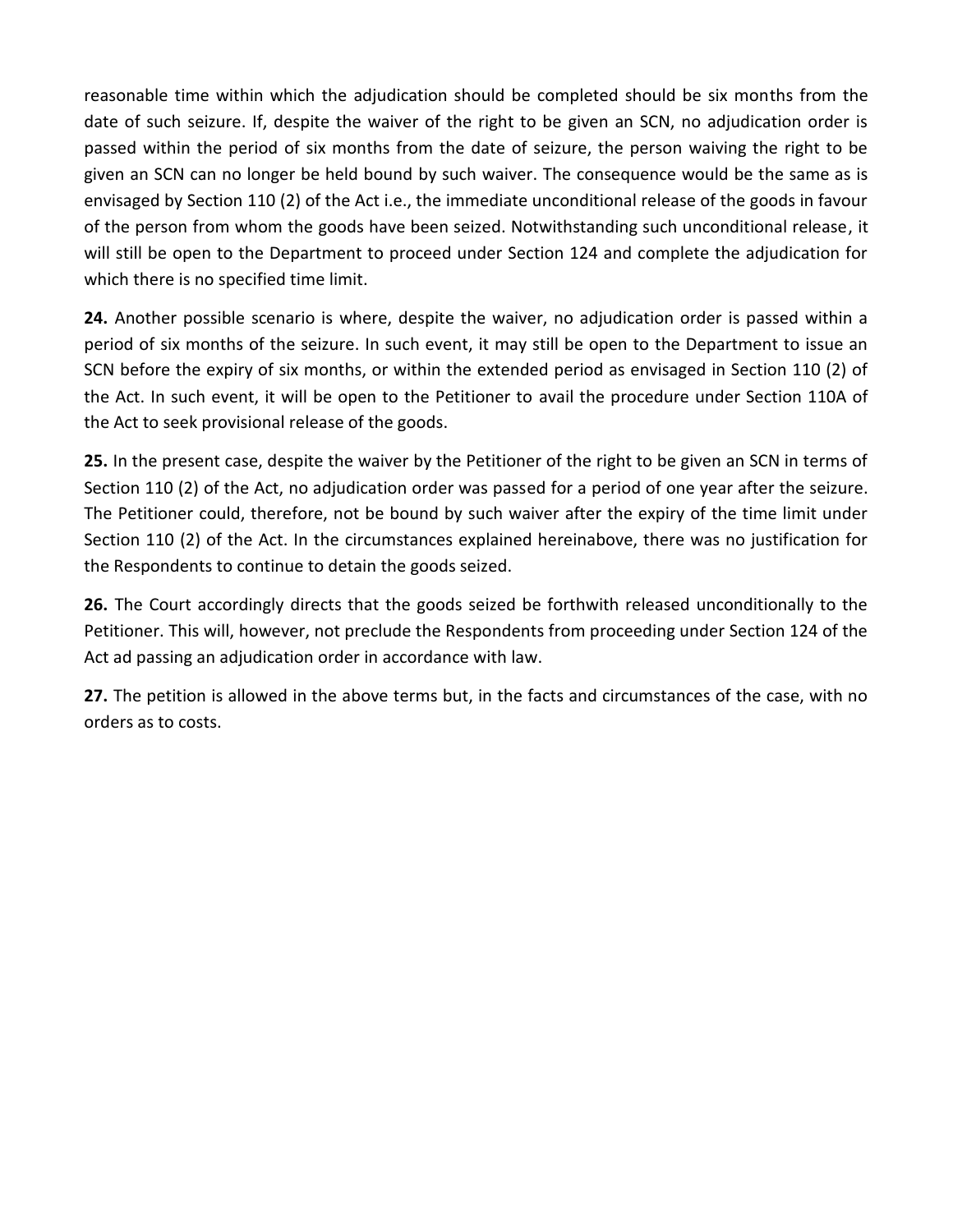reasonable time within which the adjudication should be completed should be six months from the date of such seizure. If, despite the waiver of the right to be given an SCN, no adjudication order is passed within the period of six months from the date of seizure, the person waiving the right to be given an SCN can no longer be held bound by such waiver. The consequence would be the same as is envisaged by Section 110 (2) of the Act i.e., the immediate unconditional release of the goods in favour of the person from whom the goods have been seized. Notwithstanding such unconditional release, it will still be open to the Department to proceed under Section 124 and complete the adjudication for which there is no specified time limit.

**24.** Another possible scenario is where, despite the waiver, no adjudication order is passed within a period of six months of the seizure. In such event, it may still be open to the Department to issue an SCN before the expiry of six months, or within the extended period as envisaged in Section 110 (2) of the Act. In such event, it will be open to the Petitioner to avail the procedure under Section 110A of the Act to seek provisional release of the goods.

**25.** In the present case, despite the waiver by the Petitioner of the right to be given an SCN in terms of Section 110 (2) of the Act, no adjudication order was passed for a period of one year after the seizure. The Petitioner could, therefore, not be bound by such waiver after the expiry of the time limit under Section 110 (2) of the Act. In the circumstances explained hereinabove, there was no justification for the Respondents to continue to detain the goods seized.

**26.** The Court accordingly directs that the goods seized be forthwith released unconditionally to the Petitioner. This will, however, not preclude the Respondents from proceeding under Section 124 of the Act ad passing an adjudication order in accordance with law.

**27.** The petition is allowed in the above terms but, in the facts and circumstances of the case, with no orders as to costs.